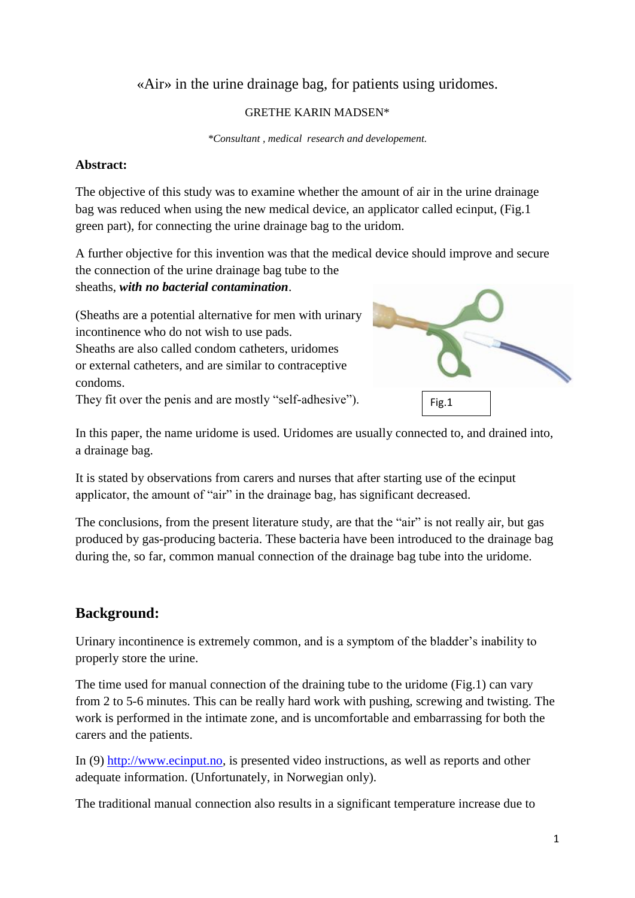«Air» in the urine drainage bag, for patients using uridomes.

GRETHE KARIN MADSEN*

*\*Consultant , medical research and developement.*

**Abstract:**

The objective of this study was to examine whether the amount of air in the urine drainage bag was reduced when using the new medical device, an applicator called ecinput, (Fig.1 green part), for connecting the urine drainage bag to the uridom.

A further objective for this invention was that the medical device should improve and secure the connection of the urine drainage bag tube to the sheaths, ***with no bacterial contamination***.

(Sheaths are a potential alternative for men with urinary incontinence who do not wish to use pads.
Sheaths are also called condom catheters, uridomes or external catheters, and are similar to contraceptive condoms.
They fit over the penis and are mostly "self-adhesive").

Fig.1

In this paper, the name uridome is used. Uridomes are usually connected to, and drained into, a drainage bag.

It is stated by observations from carers and nurses that after starting use of the ecinput applicator, the amount of "air" in the drainage bag, has significant decreased.

The conclusions, from the present literature study, are that the "air" is not really air, but gas produced by gas-producing bacteria. These bacteria have been introduced to the drainage bag during the, so far, common manual connection of the drainage bag tube into the uridome.

## Background:

Urinary incontinence is extremely common, and is a symptom of the bladder's inability to properly store the urine.

The time used for manual connection of the draining tube to the uridome (Fig.1) can vary from 2 to 5-6 minutes. This can be really hard work with pushing, screwing and twisting. The work is performed in the intimate zone, and is uncomfortable and embarrassing for both the carers and the patients.

In (9) http://www.ecinput.no, is presented video instructions, as well as reports and other adequate information. (Unfortunately, in Norwegian only).

The traditional manual connection also results in a significant temperature increase due to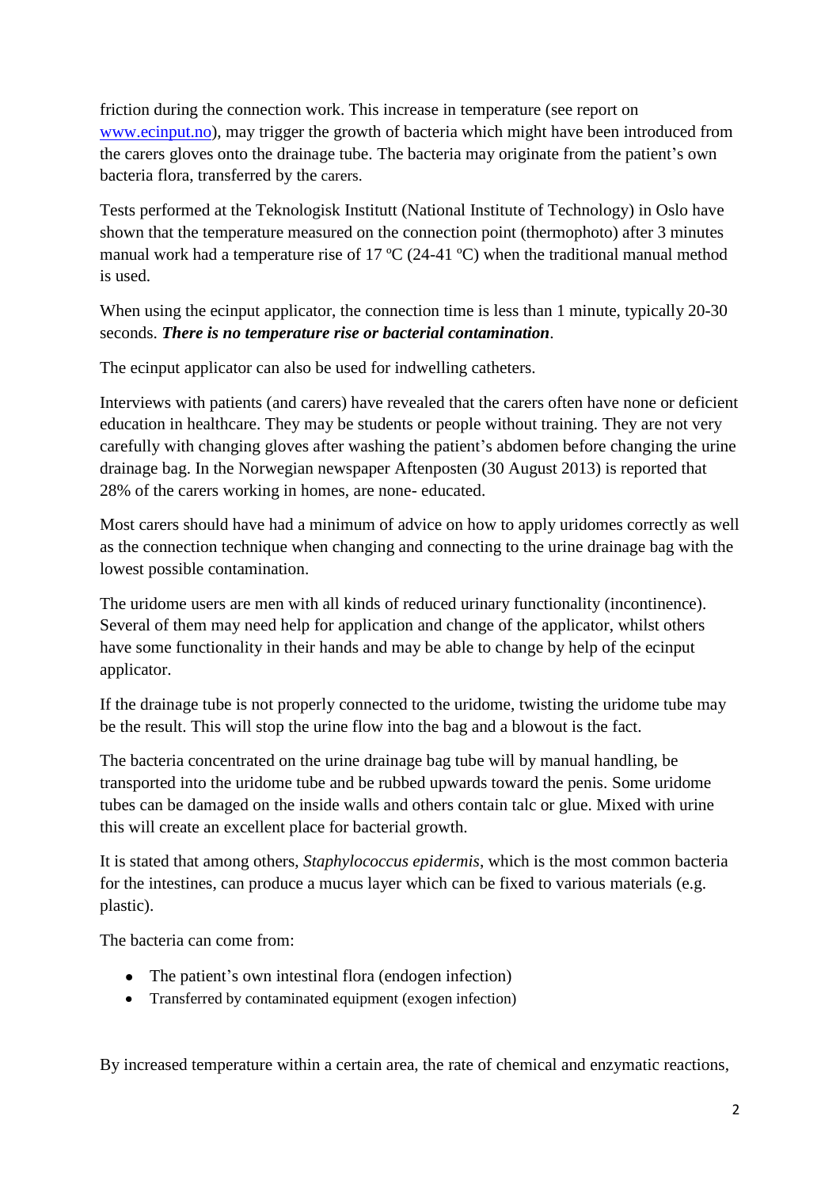friction during the connection work. This increase in temperature (see report on [www.ecinput.no](http://www.ecinput.no)), may trigger the growth of bacteria which might have been introduced from the carers gloves onto the drainage tube. The bacteria may originate from the patient's own bacteria flora, transferred by the carers.

Tests performed at the Teknologisk Institutt (National Institute of Technology) in Oslo have shown that the temperature measured on the connection point (thermophoto) after 3 minutes manual work had a temperature rise of 17 ºC (24-41 ºC) when the traditional manual method is used.

When using the ecinput applicator, the connection time is less than 1 minute, typically 20-30 seconds. ***There is no temperature rise or bacterial contamination***.

The ecinput applicator can also be used for indwelling catheters.

Interviews with patients (and carers) have revealed that the carers often have none or deficient education in healthcare. They may be students or people without training. They are not very carefully with changing gloves after washing the patient's abdomen before changing the urine drainage bag. In the Norwegian newspaper Aftenposten (30 August 2013) is reported that 28% of the carers working in homes, are none- educated.

Most carers should have had a minimum of advice on how to apply uridomes correctly as well as the connection technique when changing and connecting to the urine drainage bag with the lowest possible contamination.

The uridome users are men with all kinds of reduced urinary functionality (incontinence). Several of them may need help for application and change of the applicator, whilst others have some functionality in their hands and may be able to change by help of the ecinput applicator.

If the drainage tube is not properly connected to the uridome, twisting the uridome tube may be the result. This will stop the urine flow into the bag and a blowout is the fact.

The bacteria concentrated on the urine drainage bag tube will by manual handling, be transported into the uridome tube and be rubbed upwards toward the penis. Some uridome tubes can be damaged on the inside walls and others contain talc or glue. Mixed with urine this will create an excellent place for bacterial growth.

It is stated that among others, *Staphylococcus epidermis*, which is the most common bacteria for the intestines, can produce a mucus layer which can be fixed to various materials (e.g. plastic).

The bacteria can come from:

- The patient's own intestinal flora (endogen infection)
- Transferred by contaminated equipment (exogen infection)

By increased temperature within a certain area, the rate of chemical and enzymatic reactions,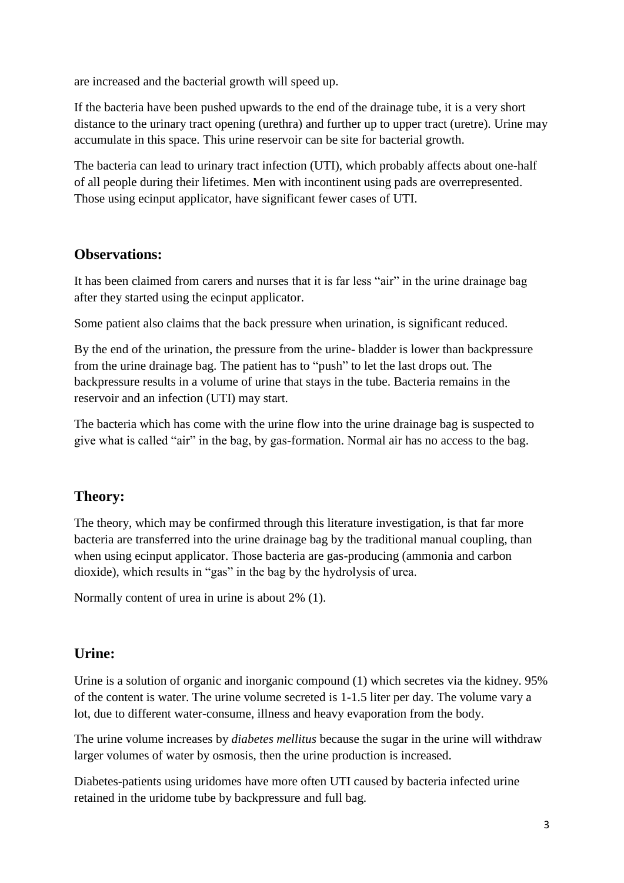are increased and the bacterial growth will speed up.

If the bacteria have been pushed upwards to the end of the drainage tube, it is a very short distance to the urinary tract opening (urethra) and further up to upper tract (uretre). Urine may accumulate in this space. This urine reservoir can be site for bacterial growth.

The bacteria can lead to urinary tract infection (UTI), which probably affects about one-half of all people during their lifetimes. Men with incontinent using pads are overrepresented. Those using ecinput applicator, have significant fewer cases of UTI.

## Observations:

It has been claimed from carers and nurses that it is far less "air" in the urine drainage bag after they started using the ecinput applicator.

Some patient also claims that the back pressure when urination, is significant reduced.

By the end of the urination, the pressure from the urine- bladder is lower than backpressure from the urine drainage bag. The patient has to "push" to let the last drops out. The backpressure results in a volume of urine that stays in the tube. Bacteria remains in the reservoir and an infection (UTI) may start.

The bacteria which has come with the urine flow into the urine drainage bag is suspected to give what is called "air" in the bag, by gas-formation. Normal air has no access to the bag.

## Theory:

The theory, which may be confirmed through this literature investigation, is that far more bacteria are transferred into the urine drainage bag by the traditional manual coupling, than when using ecinput applicator. Those bacteria are gas-producing (ammonia and carbon dioxide), which results in "gas" in the bag by the hydrolysis of urea.

Normally content of urea in urine is about 2% (1).

## Urine:

Urine is a solution of organic and inorganic compound (1) which secretes via the kidney. 95% of the content is water. The urine volume secreted is 1-1.5 liter per day. The volume vary a lot, due to different water-consume, illness and heavy evaporation from the body.

The urine volume increases by *diabetes mellitus* because the sugar in the urine will withdraw larger volumes of water by osmosis, then the urine production is increased.

Diabetes-patients using uridomes have more often UTI caused by bacteria infected urine retained in the uridome tube by backpressure and full bag.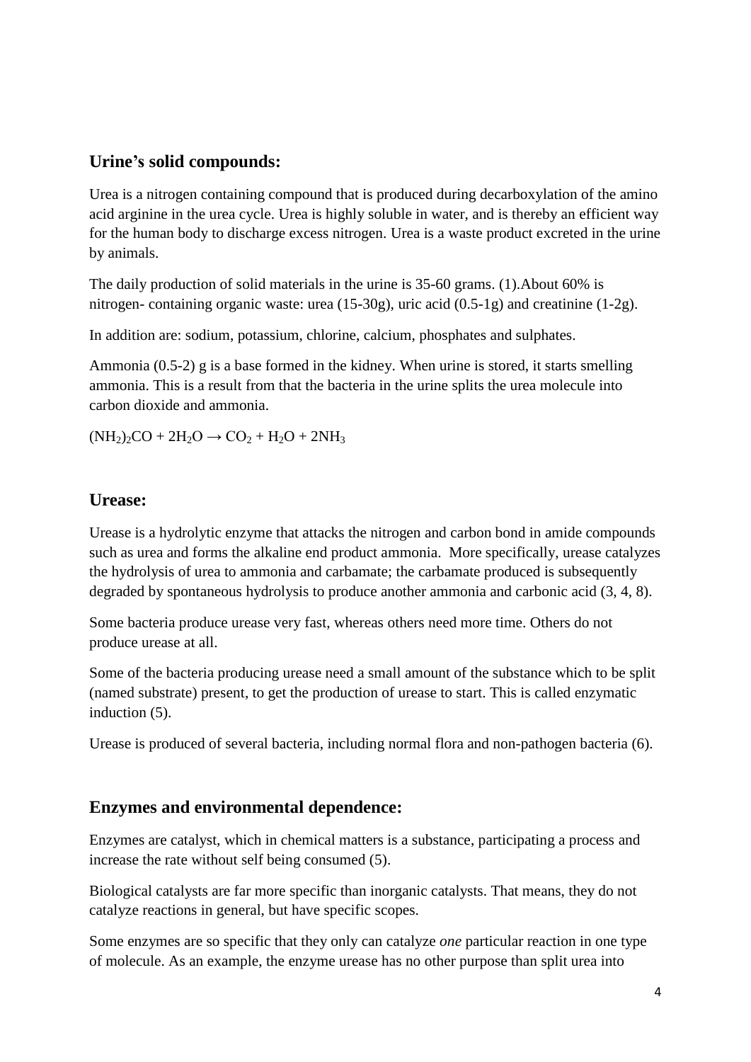## Urine's solid compounds:

Urea is a nitrogen containing compound that is produced during decarboxylation of the amino acid arginine in the urea cycle. Urea is highly soluble in water, and is thereby an efficient way for the human body to discharge excess nitrogen. Urea is a waste product excreted in the urine by animals.

The daily production of solid materials in the urine is 35-60 grams. (1).About 60% is nitrogen- containing organic waste: urea (15-30g), uric acid (0.5-1g) and creatinine (1-2g).

In addition are: sodium, potassium, chlorine, calcium, phosphates and sulphates.

Ammonia (0.5-2) g is a base formed in the kidney. When urine is stored, it starts smelling ammonia. This is a result from that the bacteria in the urine splits the urea molecule into carbon dioxide and ammonia.

$(NH_2)_2CO + 2H_2O \rightarrow CO_2 + H_2O + 2NH_3$

## Urease:

Urease is a hydrolytic enzyme that attacks the nitrogen and carbon bond in amide compounds such as urea and forms the alkaline end product ammonia. More specifically, urease catalyzes the hydrolysis of urea to ammonia and carbamate; the carbamate produced is subsequently degraded by spontaneous hydrolysis to produce another ammonia and carbonic acid (3, 4, 8).

Some bacteria produce urease very fast, whereas others need more time. Others do not produce urease at all.

Some of the bacteria producing urease need a small amount of the substance which to be split (named substrate) present, to get the production of urease to start. This is called enzymatic induction (5).

Urease is produced of several bacteria, including normal flora and non-pathogen bacteria (6).

## Enzymes and environmental dependence:

Enzymes are catalyst, which in chemical matters is a substance, participating a process and increase the rate without self being consumed (5).

Biological catalysts are far more specific than inorganic catalysts. That means, they do not catalyze reactions in general, but have specific scopes.

Some enzymes are so specific that they only can catalyze *one* particular reaction in one type of molecule. As an example, the enzyme urease has no other purpose than split urea into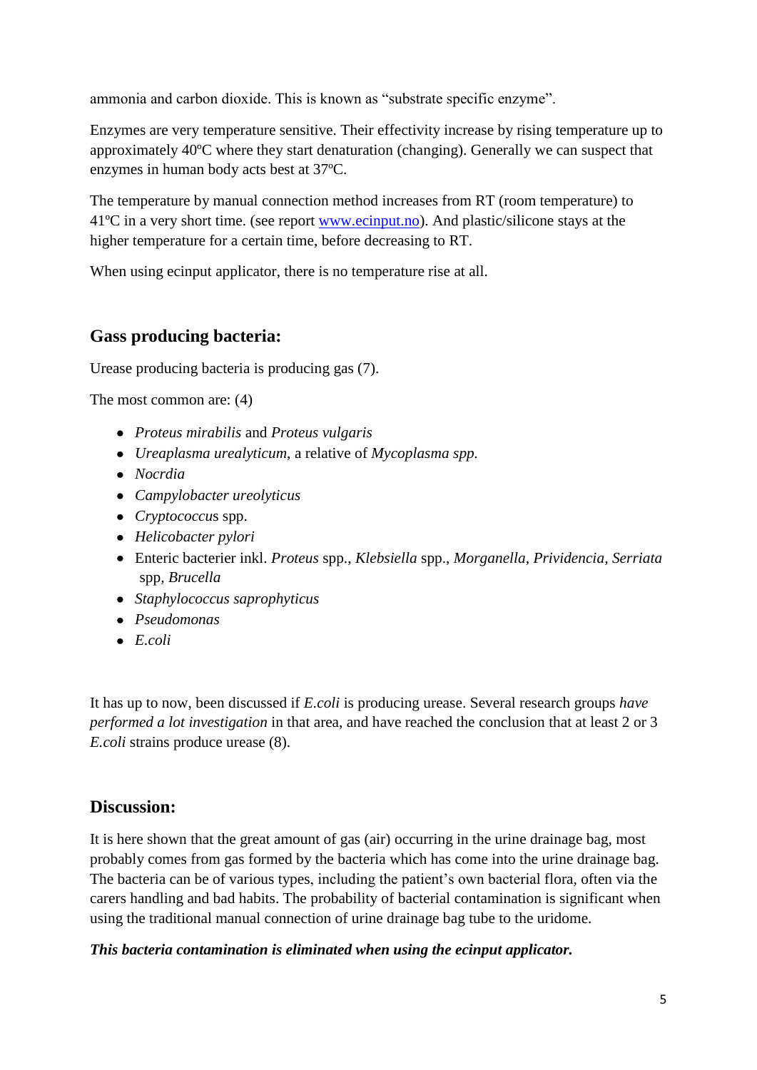ammonia and carbon dioxide. This is known as "substrate specific enzyme".

Enzymes are very temperature sensitive. Their effectivity increase by rising temperature up to approximately 40ºC where they start denaturation (changing). Generally we can suspect that enzymes in human body acts best at 37ºC.

The temperature by manual connection method increases from RT (room temperature) to 41ºC in a very short time. (see report [www.ecinput.no](http://www.ecinput.no)). And plastic/silicone stays at the higher temperature for a certain time, before decreasing to RT.

When using ecinput applicator, there is no temperature rise at all.

## Gass producing bacteria:

Urease producing bacteria is producing gas (7).

The most common are: (4)

- *Proteus mirabilis* and *Proteus vulgaris*
- *Ureaplasma urealyticum*, a relative of *Mycoplasma spp.*
- *Nocrdia*
- *Campylobacter ureolyticus*
- *Cryptococcus* spp.
- *Helicobacter pylori*
- Enteric bacterier inkl. *Proteus* spp., *Klebsiella* spp., *Morganella, Prividencia, Serriata* spp*, Brucella*
- *Staphylococcus saprophyticus*
- *Pseudomonas*
- *E.coli*

It has up to now, been discussed if *E.coli* is producing urease. Several research groups *have performed a lot investigation* in that area, and have reached the conclusion that at least 2 or 3 *E.coli* strains produce urease (8).

## Discussion:

It is here shown that the great amount of gas (air) occurring in the urine drainage bag, most probably comes from gas formed by the bacteria which has come into the urine drainage bag. The bacteria can be of various types, including the patient's own bacterial flora, often via the carers handling and bad habits. The probability of bacterial contamination is significant when using the traditional manual connection of urine drainage bag tube to the uridome.

***This bacteria contamination is eliminated when using the ecinput applicator.***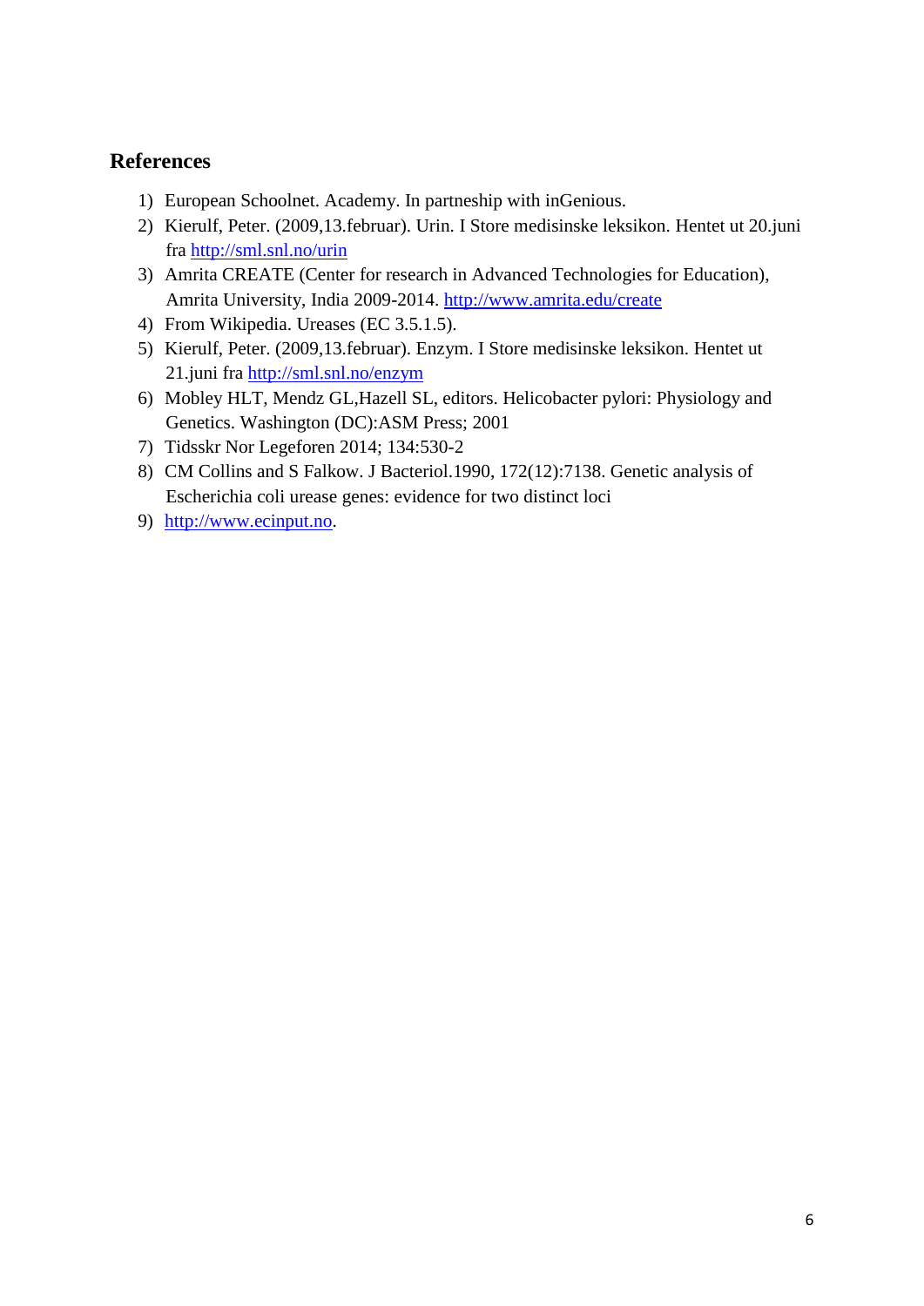## References

1) European Schoolnet. Academy. In partneship with inGenious.
2) Kierulf, Peter. (2009,13.februar). Urin. I Store medisinske leksikon. Hentet ut 20.juni fra http://sml.snl.no/urin
3) Amrita CREATE (Center for research in Advanced Technologies for Education), Amrita University, India 2009-2014. http://www.amrita.edu/create
4) From Wikipedia. Ureases (EC 3.5.1.5).
5) Kierulf, Peter. (2009,13.februar). Enzym. I Store medisinske leksikon. Hentet ut 21.juni fra http://sml.snl.no/enzym
6) Mobley HLT, Mendz GL,Hazell SL, editors. Helicobacter pylori: Physiology and Genetics. Washington (DC):ASM Press; 2001
7) Tidsskr Nor Legeforen 2014; 134:530-2
8) CM Collins and S Falkow. J Bacteriol.1990, 172(12):7138. Genetic analysis of Escherichia coli urease genes: evidence for two distinct loci
9) http://www.ecinput.no.